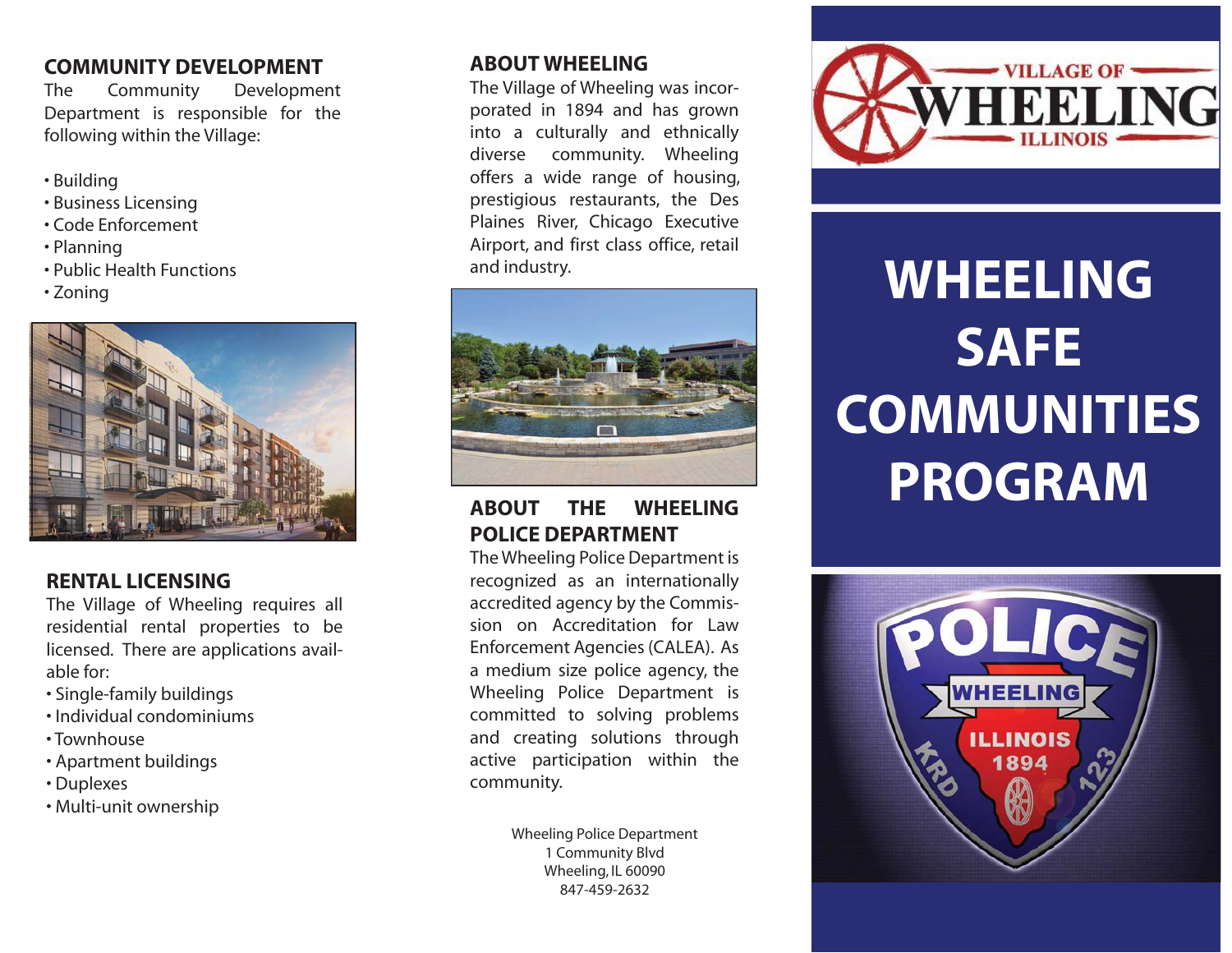## COMMUNITY DEVELOPMENT

The Community Development Department is responsible for the following within the Village:

- Building
- Business Licensing
- Code Enforcement
- Planning
- Public Health Functions
- Zoning

## RENTAL LICENSING

The Village of Wheeling requires all residential rental properties to be licensed. There are applications available for:

- Single-family buildings
- Individual condominiums
- Townhouse
- Apartment buildings
- Duplexes
- Multi-unit ownership

## ABOUT WHEELING

The Village of Wheeling was incorporated in 1894 and has grown into a culturally and ethnically diverse community. Wheeling offers a wide range of housing, prestigious restaurants, the Des Plaines River, Chicago Executive Airport, and first class office, retail and industry.

## ABOUT THE WHEELING POLICE DEPARTMENT

The Wheeling Police Department is recognized as an internationally accredited agency by the Commission on Accreditation for Law Enforcement Agencies (CALEA). As a medium size police agency, the Wheeling Police Department is committed to solving problems and creating solutions through active participation within the community.

Wheeling Police Department
1 Community Blvd
Wheeling, IL 60090
847-459-2632

VILLAGE OF WHEELING ILLINOIS

# WHEELING SAFE COMMUNITIES PROGRAM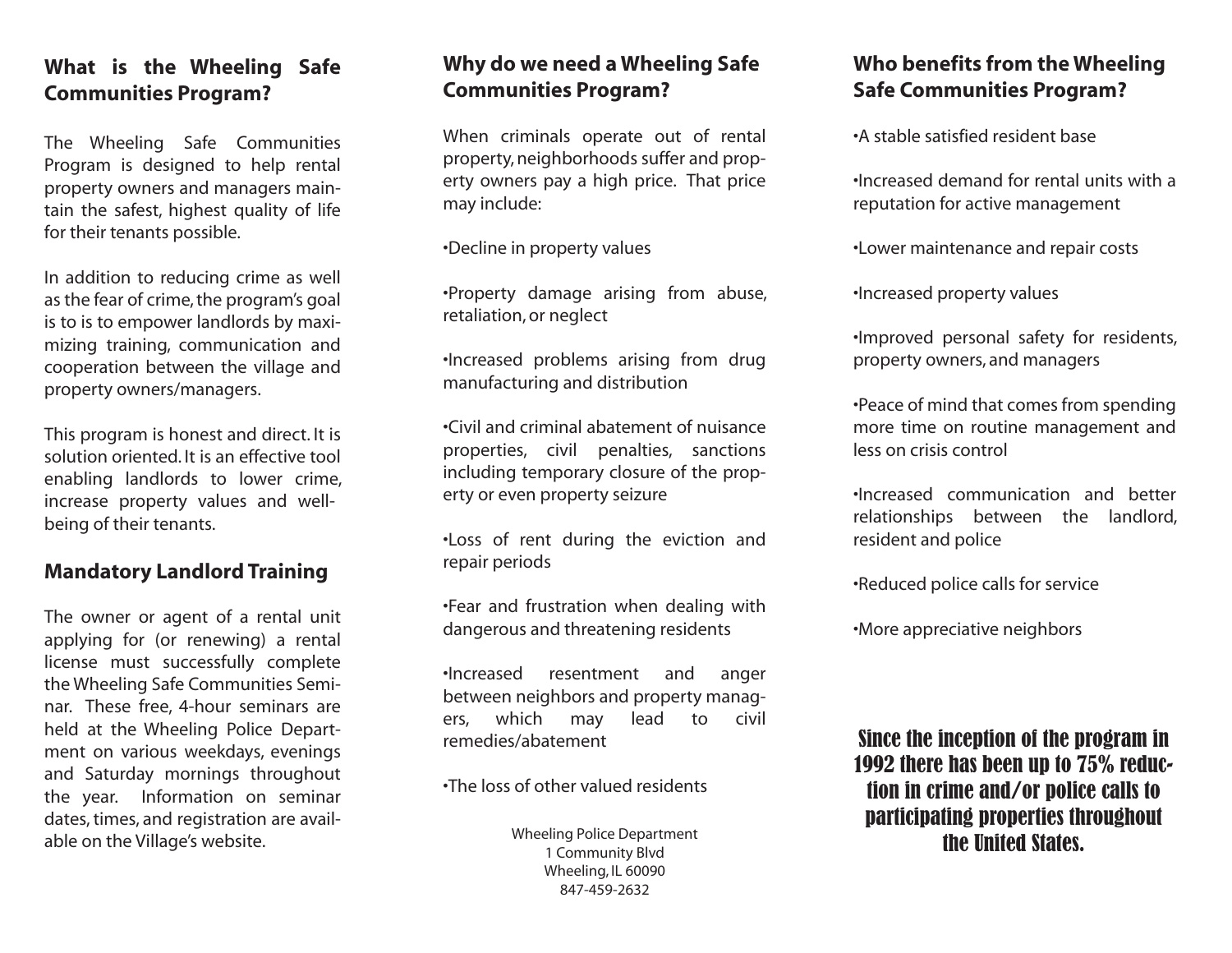## What is the Wheeling Safe Communities Program?

The Wheeling Safe Communities Program is designed to help rental property owners and managers maintain the safest, highest quality of life for their tenants possible.

In addition to reducing crime as well as the fear of crime, the program's goal is to is to empower landlords by maximizing training, communication and cooperation between the village and property owners/managers.

This program is honest and direct. It is solution oriented. It is an effective tool enabling landlords to lower crime, increase property values and well-being of their tenants.

## Mandatory Landlord Training

The owner or agent of a rental unit applying for (or renewing) a rental license must successfully complete the Wheeling Safe Communities Seminar. These free, 4-hour seminars are held at the Wheeling Police Department on various weekdays, evenings and Saturday mornings throughout the year. Information on seminar dates, times, and registration are available on the Village's website.

## Why do we need a Wheeling Safe Communities Program?

When criminals operate out of rental property, neighborhoods suffer and property owners pay a high price. That price may include:

- Decline in property values
- Property damage arising from abuse, retaliation, or neglect
- Increased problems arising from drug manufacturing and distribution
- Civil and criminal abatement of nuisance properties, civil penalties, sanctions including temporary closure of the property or even property seizure
- Loss of rent during the eviction and repair periods
- Fear and frustration when dealing with dangerous and threatening residents
- Increased resentment and anger between neighbors and property managers, which may lead to civil remedies/abatement
- The loss of other valued residents

Wheeling Police Department
1 Community Blvd
Wheeling, IL 60090
847-459-2632

## Who benefits from the Wheeling Safe Communities Program?

- A stable satisfied resident base
- Increased demand for rental units with a reputation for active management
- Lower maintenance and repair costs
- Increased property values
- Improved personal safety for residents, property owners, and managers
- Peace of mind that comes from spending more time on routine management and less on crisis control
- Increased communication and better relationships between the landlord, resident and police
- Reduced police calls for service
- More appreciative neighbors

Since the inception of the program in 1992 there has been up to 75% reduction in crime and/or police calls to participating properties throughout the United States.